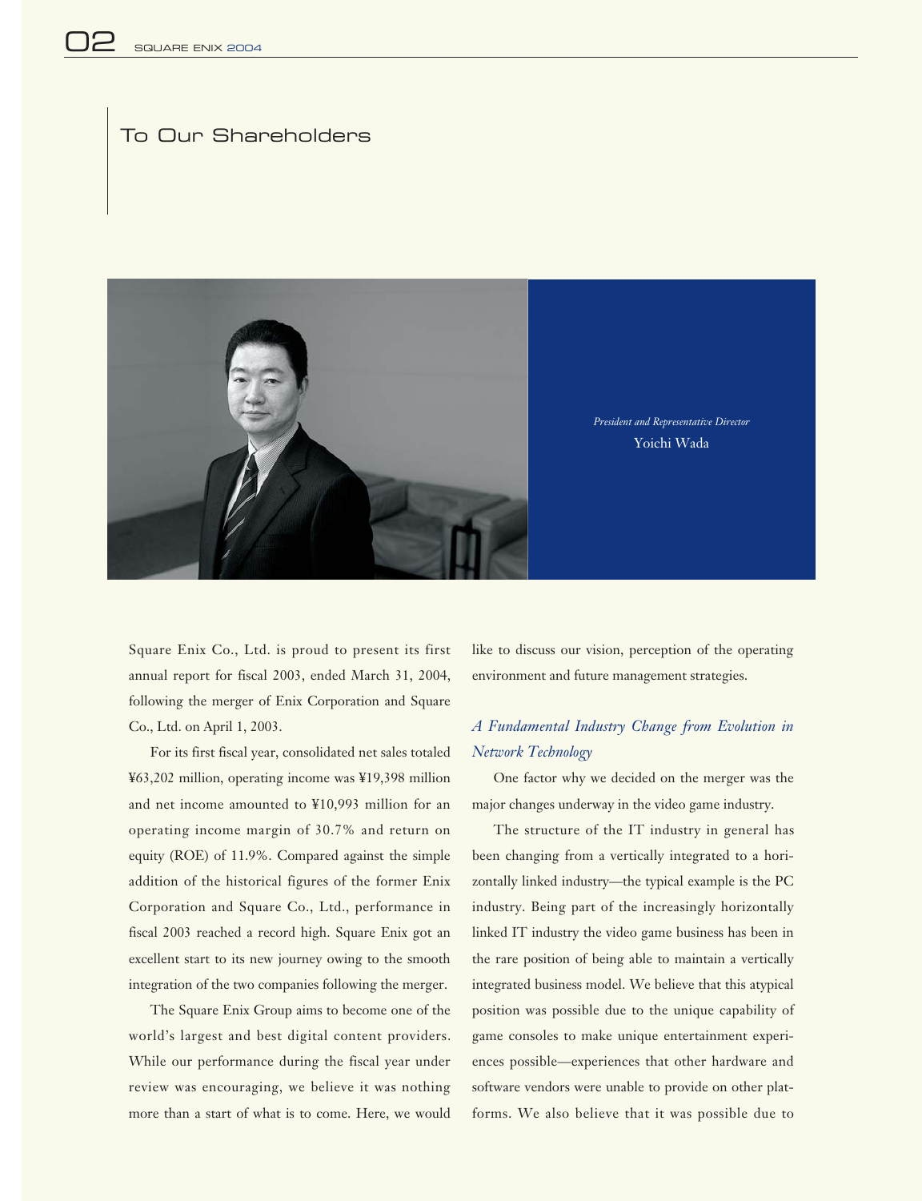# To Our Shareholders

*President and Representative Director*
Yoichi Wada

Square Enix Co., Ltd. is proud to present its first annual report for fiscal 2003, ended March 31, 2004, following the merger of Enix Corporation and Square Co., Ltd. on April 1, 2003.

For its first fiscal year, consolidated net sales totaled ¥63,202 million, operating income was ¥19,398 million and net income amounted to ¥10,993 million for an operating income margin of 30.7% and return on equity (ROE) of 11.9%. Compared against the simple addition of the historical figures of the former Enix Corporation and Square Co., Ltd., performance in fiscal 2003 reached a record high. Square Enix got an excellent start to its new journey owing to the smooth integration of the two companies following the merger.

The Square Enix Group aims to become one of the world's largest and best digital content providers. While our performance during the fiscal year under review was encouraging, we believe it was nothing more than a start of what is to come. Here, we would like to discuss our vision, perception of the operating environment and future management strategies.

## *A Fundamental Industry Change from Evolution in Network Technology*

One factor why we decided on the merger was the major changes underway in the video game industry.

The structure of the IT industry in general has been changing from a vertically integrated to a horizontally linked industry—the typical example is the PC industry. Being part of the increasingly horizontally linked IT industry the video game business has been in the rare position of being able to maintain a vertically integrated business model. We believe that this atypical position was possible due to the unique capability of game consoles to make unique entertainment experiences possible—experiences that other hardware and software vendors were unable to provide on other platforms. We also believe that it was possible due to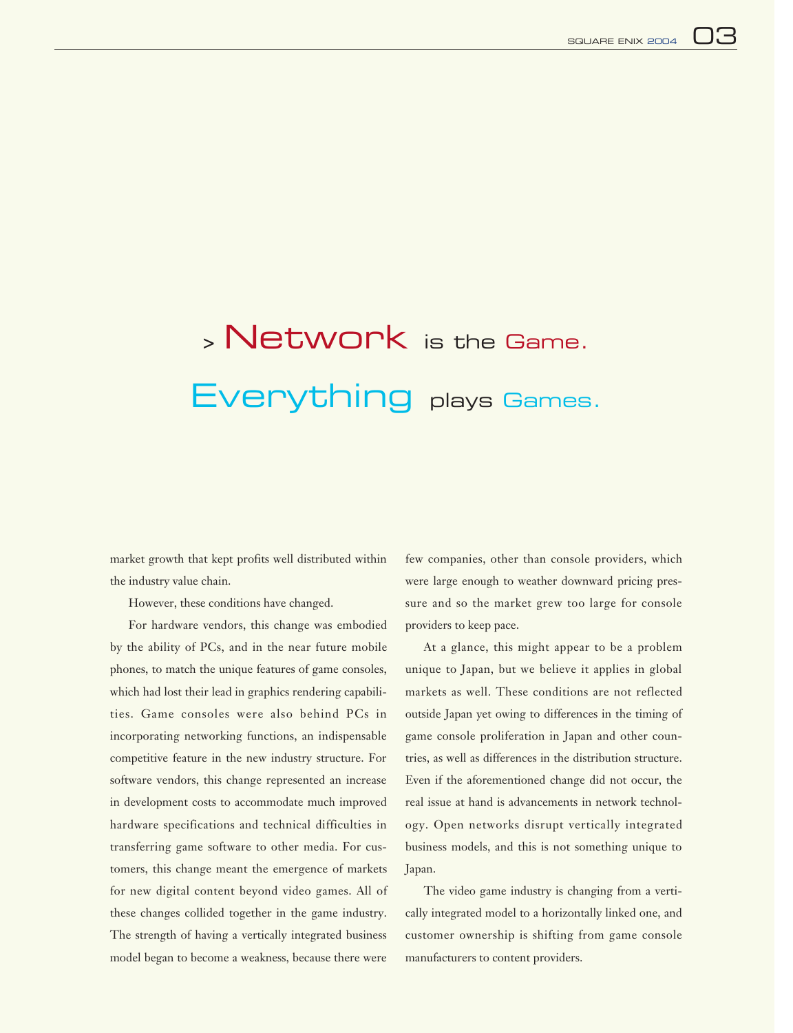> **Network** is the **Game.**
>
> **Everything** plays **Games.**

market growth that kept profits well distributed within the industry value chain.

However, these conditions have changed.

For hardware vendors, this change was embodied by the ability of PCs, and in the near future mobile phones, to match the unique features of game consoles, which had lost their lead in graphics rendering capabilities. Game consoles were also behind PCs in incorporating networking functions, an indispensable competitive feature in the new industry structure. For software vendors, this change represented an increase in development costs to accommodate much improved hardware specifications and technical difficulties in transferring game software to other media. For customers, this change meant the emergence of markets for new digital content beyond video games. All of these changes collided together in the game industry. The strength of having a vertically integrated business model began to become a weakness, because there were few companies, other than console providers, which were large enough to weather downward pricing pressure and so the market grew too large for console providers to keep pace.

At a glance, this might appear to be a problem unique to Japan, but we believe it applies in global markets as well. These conditions are not reflected outside Japan yet owing to differences in the timing of game console proliferation in Japan and other countries, as well as differences in the distribution structure. Even if the aforementioned change did not occur, the real issue at hand is advancements in network technology. Open networks disrupt vertically integrated business models, and this is not something unique to Japan.

The video game industry is changing from a vertically integrated model to a horizontally linked one, and customer ownership is shifting from game console manufacturers to content providers.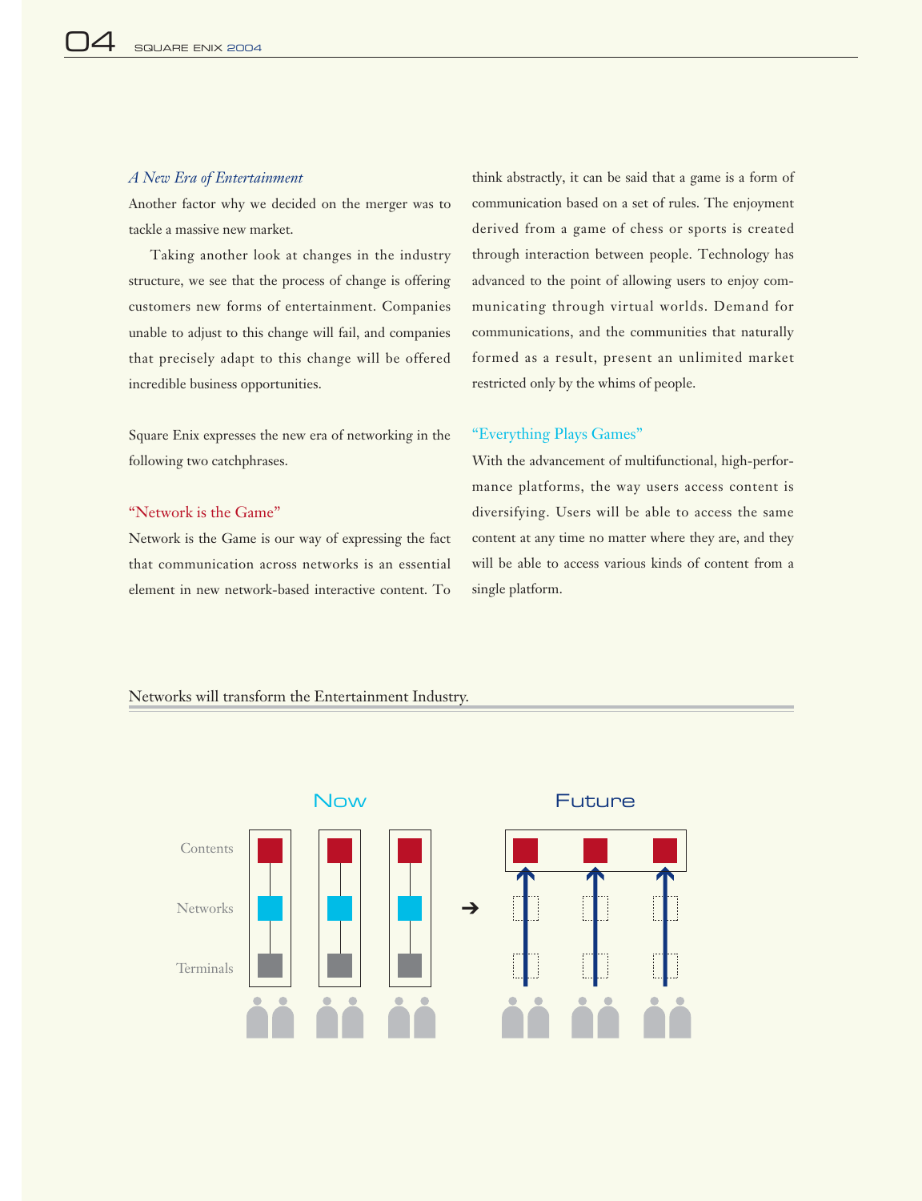### *A New Era of Entertainment*

Another factor why we decided on the merger was to tackle a massive new market.

Taking another look at changes in the industry structure, we see that the process of change is offering customers new forms of entertainment. Companies unable to adjust to this change will fail, and companies that precisely adapt to this change will be offered incredible business opportunities.

Square Enix expresses the new era of networking in the following two catchphrases.

### "Network is the Game"

Network is the Game is our way of expressing the fact that communication across networks is an essential element in new network-based interactive content. To think abstractly, it can be said that a game is a form of communication based on a set of rules. The enjoyment derived from a game of chess or sports is created through interaction between people. Technology has advanced to the point of allowing users to enjoy communicating through virtual worlds. Demand for communications, and the communities that naturally formed as a result, present an unlimited market restricted only by the whims of people.

### "Everything Plays Games"

With the advancement of multifunctional, high-performance platforms, the way users access content is diversifying. Users will be able to access the same content at any time no matter where they are, and they will be able to access various kinds of content from a single platform.

Networks will transform the Entertainment Industry.

Now → Future

Contents

Networks

Terminals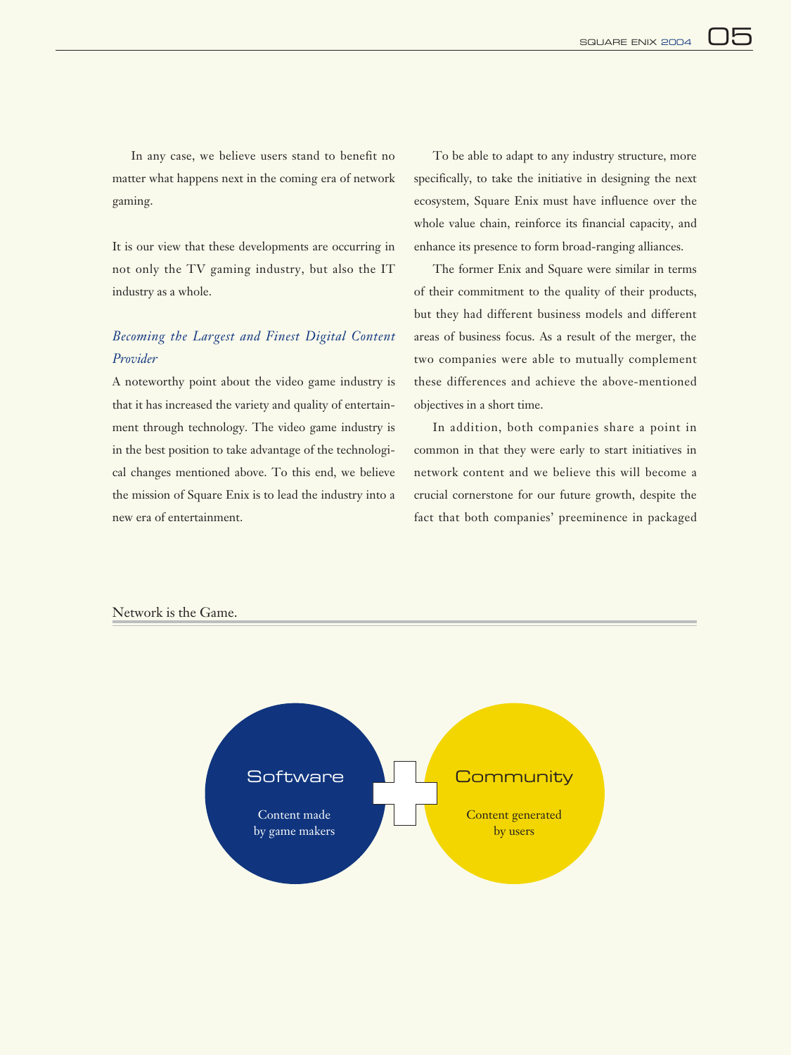In any case, we believe users stand to benefit no matter what happens next in the coming era of network gaming.

It is our view that these developments are occurring in not only the TV gaming industry, but also the IT industry as a whole.

### *Becoming the Largest and Finest Digital Content Provider*

A noteworthy point about the video game industry is that it has increased the variety and quality of entertainment through technology. The video game industry is in the best position to take advantage of the technological changes mentioned above. To this end, we believe the mission of Square Enix is to lead the industry into a new era of entertainment.

To be able to adapt to any industry structure, more specifically, to take the initiative in designing the next ecosystem, Square Enix must have influence over the whole value chain, reinforce its financial capacity, and enhance its presence to form broad-ranging alliances.

The former Enix and Square were similar in terms of their commitment to the quality of their products, but they had different business models and different areas of business focus. As a result of the merger, the two companies were able to mutually complement these differences and achieve the above-mentioned objectives in a short time.

In addition, both companies share a point in common in that they were early to start initiatives in network content and we believe this will become a crucial cornerstone for our future growth, despite the fact that both companies' preeminence in packaged

Network is the Game.

Software
Content made by game makers

+

Community
Content generated by users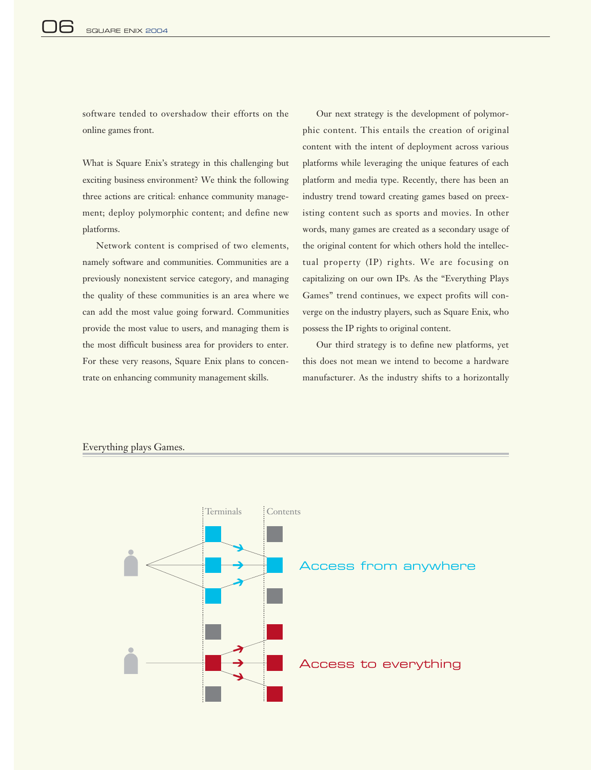software tended to overshadow their efforts on the online games front.

What is Square Enix's strategy in this challenging but exciting business environment? We think the following three actions are critical: enhance community management; deploy polymorphic content; and define new platforms.

Network content is comprised of two elements, namely software and communities. Communities are a previously nonexistent service category, and managing the quality of these communities is an area where we can add the most value going forward. Communities provide the most value to users, and managing them is the most difficult business area for providers to enter. For these very reasons, Square Enix plans to concentrate on enhancing community management skills.

Our next strategy is the development of polymorphic content. This entails the creation of original content with the intent of deployment across various platforms while leveraging the unique features of each platform and media type. Recently, there has been an industry trend toward creating games based on preexisting content such as sports and movies. In other words, many games are created as a secondary usage of the original content for which others hold the intellectual property (IP) rights. We are focusing on capitalizing on our own IPs. As the "Everything Plays Games" trend continues, we expect profits will converge on the industry players, such as Square Enix, who possess the IP rights to original content.

Our third strategy is to define new platforms, yet this does not mean we intend to become a hardware manufacturer. As the industry shifts to a horizontally

Everything plays Games.

Terminals

Contents

Access from anywhere

Access to everything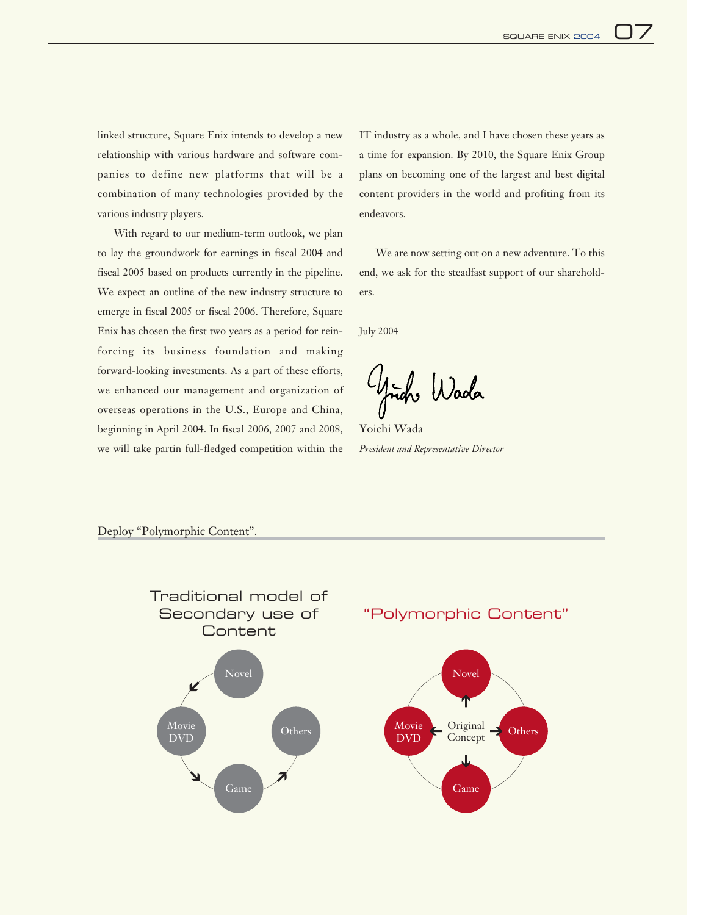linked structure, Square Enix intends to develop a new relationship with various hardware and software companies to define new platforms that will be a combination of many technologies provided by the various industry players.

With regard to our medium-term outlook, we plan to lay the groundwork for earnings in fiscal 2004 and fiscal 2005 based on products currently in the pipeline. We expect an outline of the new industry structure to emerge in fiscal 2005 or fiscal 2006. Therefore, Square Enix has chosen the first two years as a period for reinforcing its business foundation and making forward-looking investments. As a part of these efforts, we enhanced our management and organization of overseas operations in the U.S., Europe and China, beginning in April 2004. In fiscal 2006, 2007 and 2008, we will take partin full-fledged competition within the IT industry as a whole, and I have chosen these years as a time for expansion. By 2010, the Square Enix Group plans on becoming one of the largest and best digital content providers in the world and profiting from its endeavors.

We are now setting out on a new adventure. To this end, we ask for the steadfast support of our shareholders.

July 2004

Yoichi Wada
*President and Representative Director*

## Deploy "Polymorphic Content".

Traditional model of Secondary use of Content

Novel
Movie DVD
Game
Others

"Polymorphic Content"

Novel
Movie DVD
Original Concept
Others
Game